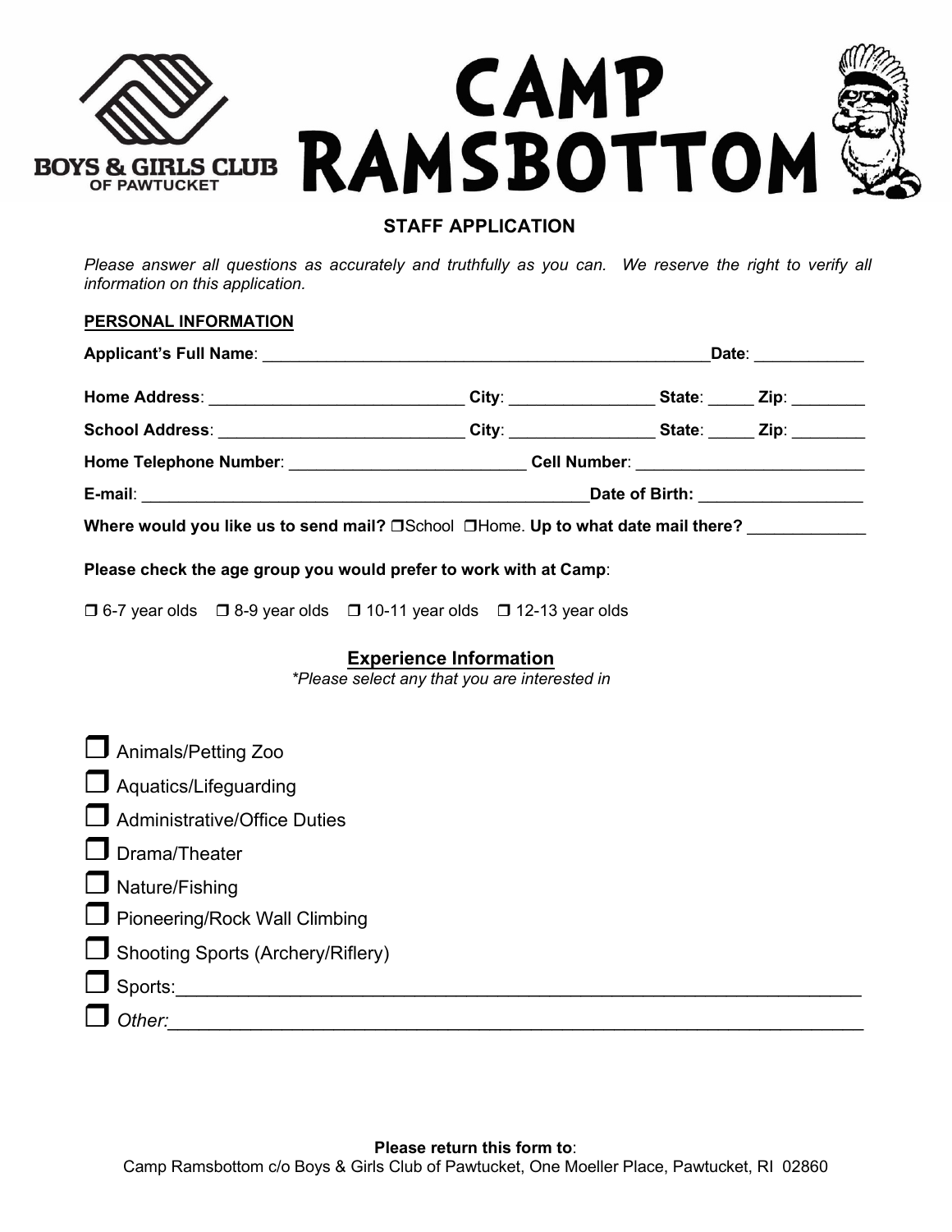BOYS & GIRLS CLUB OF PAWTUCKET

# CAMP RAMSBOTTOM

## STAFF APPLICATION

*Please answer all questions as accurately and truthfully as you can. We reserve the right to verify all information on this application.*

**PERSONAL INFORMATION**

**Applicant's Full Name**: ____________________________________________________ **Date**: ____________

**Home Address**: ____________________________ **City**: ________________ **State**: _____ **Zip**: ________

**School Address**: ___________________________ **City**: ________________ **State**: _____ **Zip**: ________

**Home Telephone Number**: __________________________ **Cell Number**: _________________________

**E-mail**: ____________________________________________________ **Date of Birth**: __________________

**Where would you like us to send mail?** ❐School ❐Home. **Up to what date mail there?** _____________

**Please check the age group you would prefer to work with at Camp**:

❐ 6-7 year olds ❐ 8-9 year olds ❐ 10-11 year olds ❐ 12-13 year olds

## Experience Information

*\*Please select any that you are interested in*

❐ Animals/Petting Zoo

❐ Aquatics/Lifeguarding

❐ Administrative/Office Duties

❐ Drama/Theater

❐ Nature/Fishing

❐ Pioneering/Rock Wall Climbing

❐ Shooting Sports (Archery/Riflery)

❐ Sports:____________________________________________________________________

❐ *Other:*____________________________________________________________________

**Please return this form to**:
Camp Ramsbottom c/o Boys & Girls Club of Pawtucket, One Moeller Place, Pawtucket, RI 02860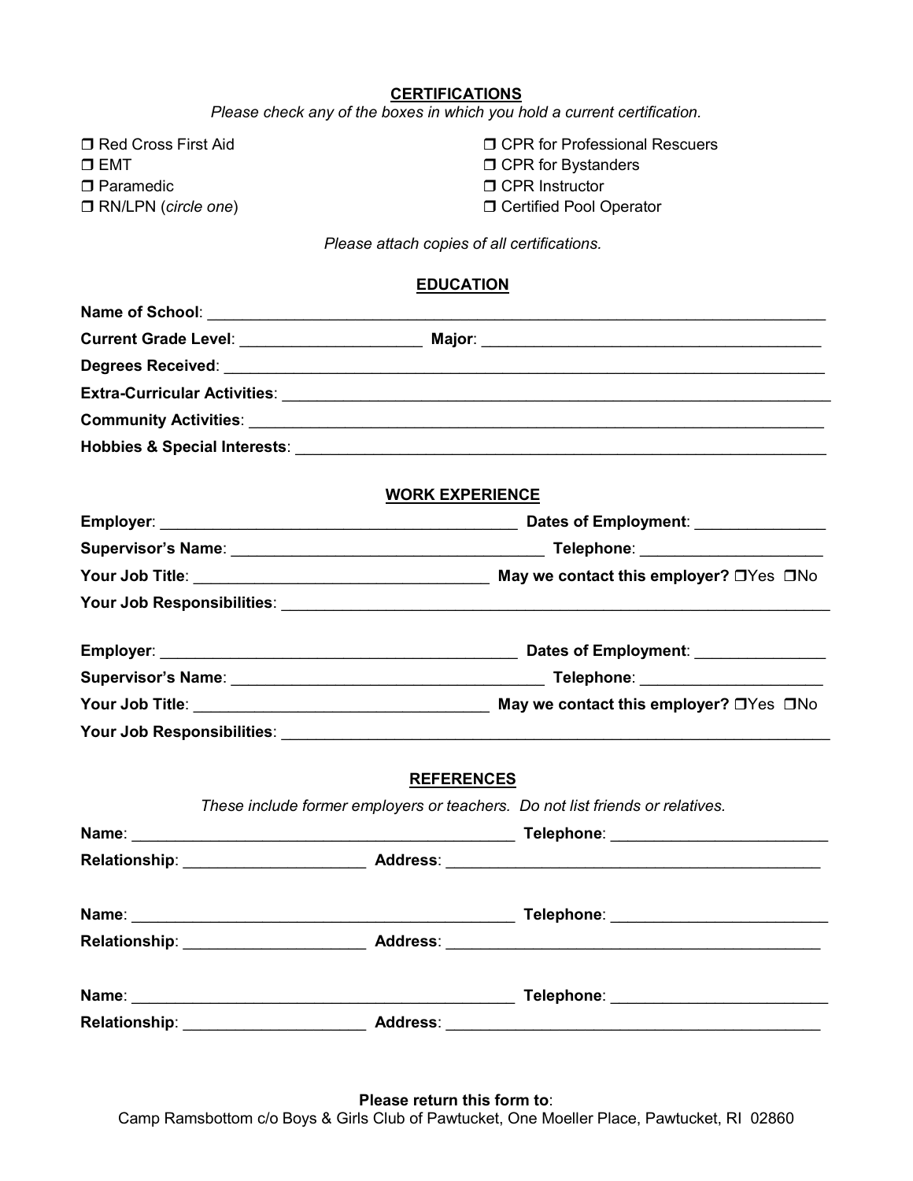## CERTIFICATIONS

*Please check any of the boxes in which you hold a current certification.*

- ❒ Red Cross First Aid
- ❒ EMT
- ❒ Paramedic
- ❒ RN/LPN (*circle one*)
- ❒ CPR for Professional Rescuers
- ❒ CPR for Bystanders
- ❒ CPR Instructor
- ❒ Certified Pool Operator

*Please attach copies of all certifications.*

## EDUCATION

**Name of School**: ____________________________________________

**Current Grade Level**: ____________________ **Major**: ____________________________

**Degrees Received**: ____________________________________________

**Extra-Curricular Activities**: ____________________________________________

**Community Activities**: ____________________________________________

**Hobbies & Special Interests**: ____________________________________________

## WORK EXPERIENCE

**Employer**: ________________________________ **Dates of Employment**: ______________

**Supervisor's Name**: ____________________________ **Telephone**: ____________________

**Your Job Title**: ____________________________ **May we contact this employer?** ❒Yes ❒No

**Your Job Responsibilities**: ____________________________________________

**Employer**: ________________________________ **Dates of Employment**: ______________

**Supervisor's Name**: ____________________________ **Telephone**: ____________________

**Your Job Title**: ____________________________ **May we contact this employer?** ❒Yes ❒No

**Your Job Responsibilities**: ____________________________________________

## REFERENCES

*These include former employers or teachers. Do not list friends or relatives.*

**Name**: ____________________________________ **Telephone**: ____________________

**Relationship**: ____________________ **Address**: ________________________________

**Name**: ____________________________________ **Telephone**: ____________________

**Relationship**: ____________________ **Address**: ________________________________

**Name**: ____________________________________ **Telephone**: ____________________

**Relationship**: ____________________ **Address**: ________________________________

**Please return this form to**:
Camp Ramsbottom c/o Boys & Girls Club of Pawtucket, One Moeller Place, Pawtucket, RI 02860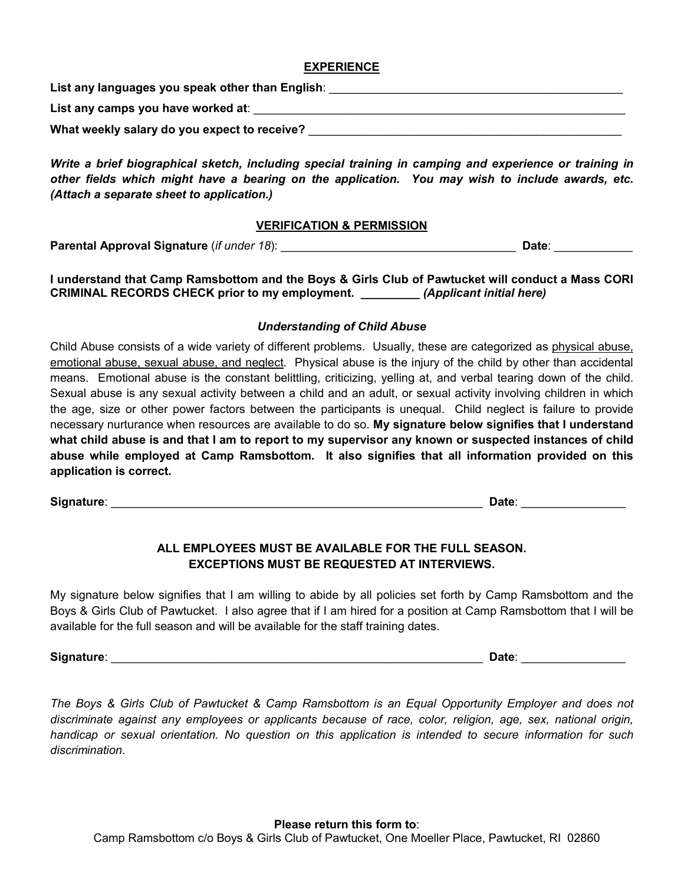## EXPERIENCE

**List any languages you speak other than English**: _______________________________________________

**List any camps you have worked at**: ____________________________________________________________

**What weekly salary do you expect to receive?** __________________________________________________

***Write a brief biographical sketch, including special training in camping and experience or training in other fields which might have a bearing on the application. You may wish to include awards, etc. (Attach a separate sheet to application.)***

## VERIFICATION & PERMISSION

**Parental Approval Signature** (*if under 18*): ____________________________________ **Date**: ____________

**I understand that Camp Ramsbottom and the Boys & Girls Club of Pawtucket will conduct a Mass CORI CRIMINAL RECORDS CHECK prior to my employment. _________ *(Applicant initial here)***

### *Understanding of Child Abuse*

Child Abuse consists of a wide variety of different problems. Usually, these are categorized as physical abuse, emotional abuse, sexual abuse, and neglect. Physical abuse is the injury of the child by other than accidental means. Emotional abuse is the constant belittling, criticizing, yelling at, and verbal tearing down of the child. Sexual abuse is any sexual activity between a child and an adult, or sexual activity involving children in which the age, size or other power factors between the participants is unequal. Child neglect is failure to provide necessary nurturance when resources are available to do so. **My signature below signifies that I understand what child abuse is and that I am to report to my supervisor any known or suspected instances of child abuse while employed at Camp Ramsbottom. It also signifies that all information provided on this application is correct.**

**Signature**: ____________________________________________________________ **Date**: ________________

**ALL EMPLOYEES MUST BE AVAILABLE FOR THE FULL SEASON.**
**EXCEPTIONS MUST BE REQUESTED AT INTERVIEWS.**

My signature below signifies that I am willing to abide by all policies set forth by Camp Ramsbottom and the Boys & Girls Club of Pawtucket. I also agree that if I am hired for a position at Camp Ramsbottom that I will be available for the full season and will be available for the staff training dates.

**Signature**: ____________________________________________________________ **Date**: ________________

*The Boys & Girls Club of Pawtucket & Camp Ramsbottom is an Equal Opportunity Employer and does not discriminate against any employees or applicants because of race, color, religion, age, sex, national origin, handicap or sexual orientation. No question on this application is intended to secure information for such discrimination.*

**Please return this form to**:
Camp Ramsbottom c/o Boys & Girls Club of Pawtucket, One Moeller Place, Pawtucket, RI 02860